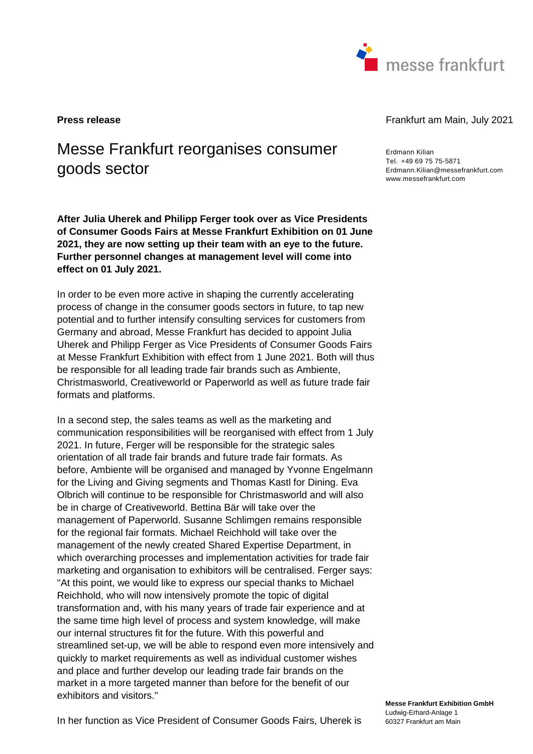**Press release**

Frankfurt am Main, July 2021

Erdmann Kilian
Tel. +49 69 75 75-5871
Erdmann.Kilian@messefrankfurt.com
www.messefrankfurt.com

# Messe Frankfurt reorganises consumer goods sector

**After Julia Uherek and Philipp Ferger took over as Vice Presidents of Consumer Goods Fairs at Messe Frankfurt Exhibition on 01 June 2021, they are now setting up their team with an eye to the future. Further personnel changes at management level will come into effect on 01 July 2021.**

In order to be even more active in shaping the currently accelerating process of change in the consumer goods sectors in future, to tap new potential and to further intensify consulting services for customers from Germany and abroad, Messe Frankfurt has decided to appoint Julia Uherek and Philipp Ferger as Vice Presidents of Consumer Goods Fairs at Messe Frankfurt Exhibition with effect from 1 June 2021. Both will thus be responsible for all leading trade fair brands such as Ambiente, Christmasworld, Creativeworld or Paperworld as well as future trade fair formats and platforms.

In a second step, the sales teams as well as the marketing and communication responsibilities will be reorganised with effect from 1 July 2021. In future, Ferger will be responsible for the strategic sales orientation of all trade fair brands and future trade fair formats. As before, Ambiente will be organised and managed by Yvonne Engelmann for the Living and Giving segments and Thomas Kastl for Dining. Eva Olbrich will continue to be responsible for Christmasworld and will also be in charge of Creativeworld. Bettina Bär will take over the management of Paperworld. Susanne Schlimgen remains responsible for the regional fair formats. Michael Reichhold will take over the management of the newly created Shared Expertise Department, in which overarching processes and implementation activities for trade fair marketing and organisation to exhibitors will be centralised. Ferger says: "At this point, we would like to express our special thanks to Michael Reichhold, who will now intensively promote the topic of digital transformation and, with his many years of trade fair experience and at the same time high level of process and system knowledge, will make our internal structures fit for the future. With this powerful and streamlined set-up, we will be able to respond even more intensively and quickly to market requirements as well as individual customer wishes and place and further develop our leading trade fair brands on the market in a more targeted manner than before for the benefit of our exhibitors and visitors."

In her function as Vice President of Consumer Goods Fairs, Uherek is

**Messe Frankfurt Exhibition GmbH**
Ludwig-Erhard-Anlage 1
60327 Frankfurt am Main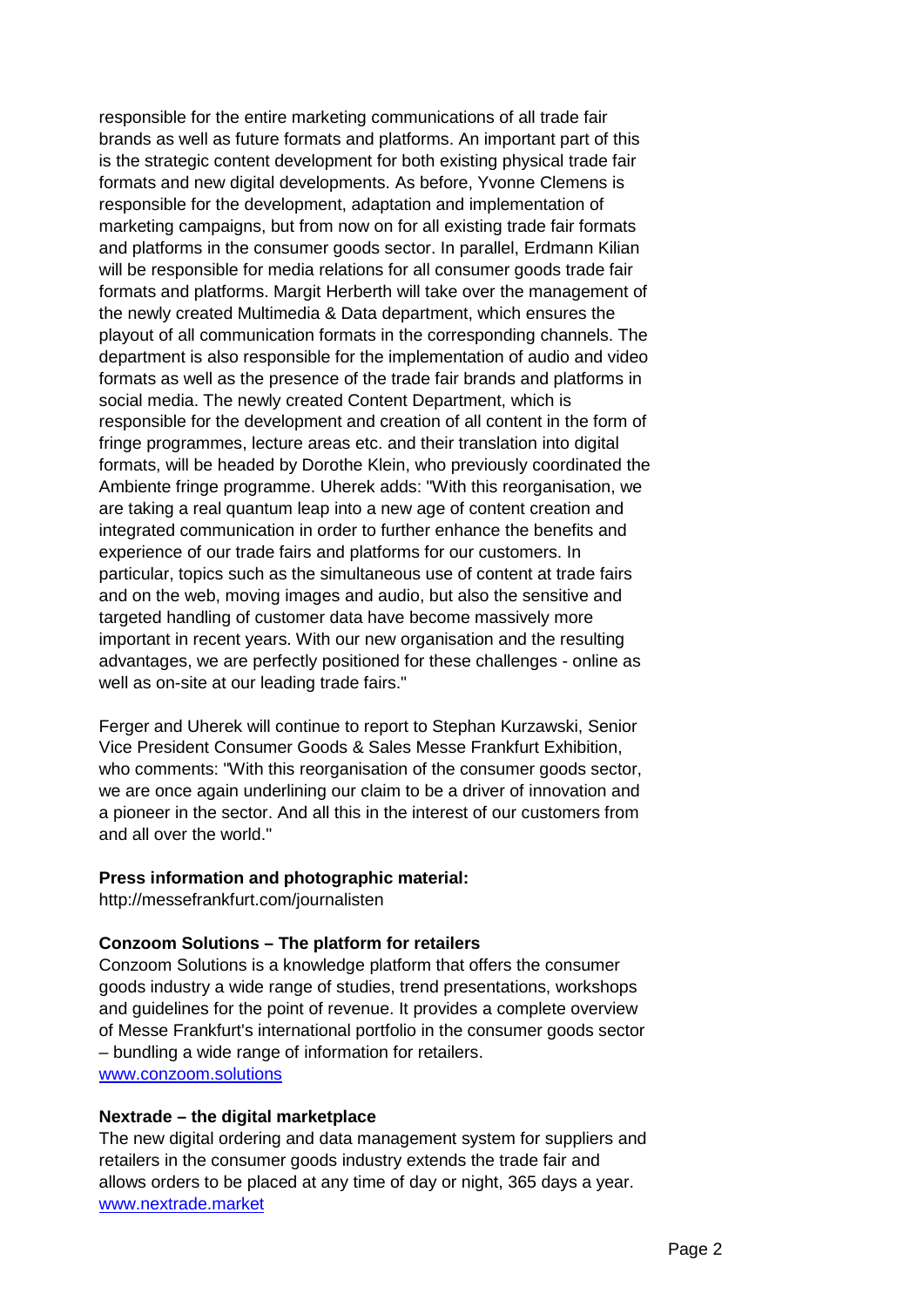responsible for the entire marketing communications of all trade fair brands as well as future formats and platforms. An important part of this is the strategic content development for both existing physical trade fair formats and new digital developments. As before, Yvonne Clemens is responsible for the development, adaptation and implementation of marketing campaigns, but from now on for all existing trade fair formats and platforms in the consumer goods sector. In parallel, Erdmann Kilian will be responsible for media relations for all consumer goods trade fair formats and platforms. Margit Herberth will take over the management of the newly created Multimedia & Data department, which ensures the playout of all communication formats in the corresponding channels. The department is also responsible for the implementation of audio and video formats as well as the presence of the trade fair brands and platforms in social media. The newly created Content Department, which is responsible for the development and creation of all content in the form of fringe programmes, lecture areas etc. and their translation into digital formats, will be headed by Dorothe Klein, who previously coordinated the Ambiente fringe programme. Uherek adds: "With this reorganisation, we are taking a real quantum leap into a new age of content creation and integrated communication in order to further enhance the benefits and experience of our trade fairs and platforms for our customers. In particular, topics such as the simultaneous use of content at trade fairs and on the web, moving images and audio, but also the sensitive and targeted handling of customer data have become massively more important in recent years. With our new organisation and the resulting advantages, we are perfectly positioned for these challenges - online as well as on-site at our leading trade fairs."

Ferger and Uherek will continue to report to Stephan Kurzawski, Senior Vice President Consumer Goods & Sales Messe Frankfurt Exhibition, who comments: "With this reorganisation of the consumer goods sector, we are once again underlining our claim to be a driver of innovation and a pioneer in the sector. And all this in the interest of our customers from and all over the world."

**Press information and photographic material:**
http://messefrankfurt.com/journalisten

**Conzoom Solutions – The platform for retailers**
Conzoom Solutions is a knowledge platform that offers the consumer goods industry a wide range of studies, trend presentations, workshops and guidelines for the point of revenue. It provides a complete overview of Messe Frankfurt's international portfolio in the consumer goods sector – bundling a wide range of information for retailers.
www.conzoom.solutions

**Nextrade – the digital marketplace**
The new digital ordering and data management system for suppliers and retailers in the consumer goods industry extends the trade fair and allows orders to be placed at any time of day or night, 365 days a year.
www.nextrade.market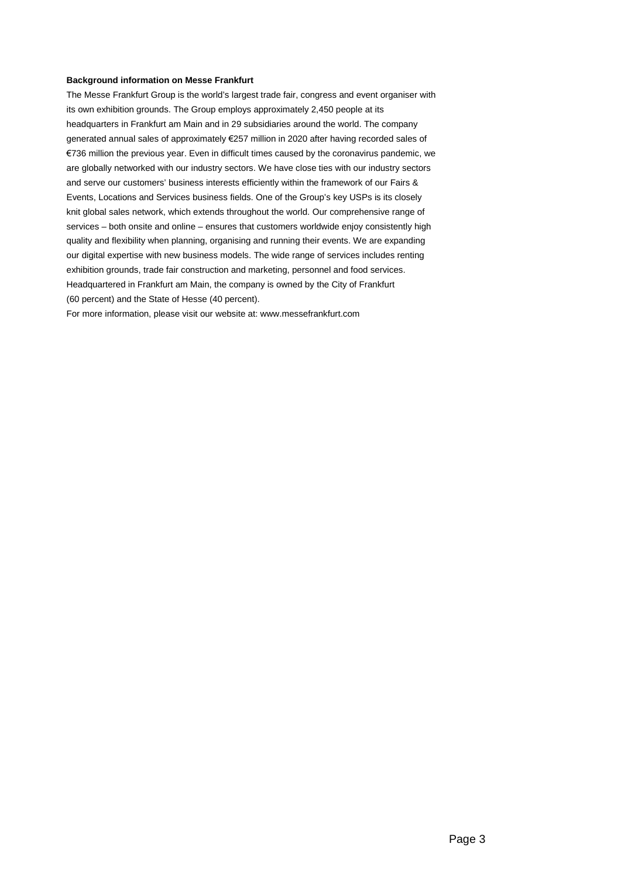**Background information on Messe Frankfurt**

The Messe Frankfurt Group is the world's largest trade fair, congress and event organiser with its own exhibition grounds. The Group employs approximately 2,450 people at its headquarters in Frankfurt am Main and in 29 subsidiaries around the world. The company generated annual sales of approximately €257 million in 2020 after having recorded sales of €736 million the previous year. Even in difficult times caused by the coronavirus pandemic, we are globally networked with our industry sectors. We have close ties with our industry sectors and serve our customers' business interests efficiently within the framework of our Fairs & Events, Locations and Services business fields. One of the Group's key USPs is its closely knit global sales network, which extends throughout the world. Our comprehensive range of services – both onsite and online – ensures that customers worldwide enjoy consistently high quality and flexibility when planning, organising and running their events. We are expanding our digital expertise with new business models. The wide range of services includes renting exhibition grounds, trade fair construction and marketing, personnel and food services. Headquartered in Frankfurt am Main, the company is owned by the City of Frankfurt (60 percent) and the State of Hesse (40 percent).

For more information, please visit our website at: www.messefrankfurt.com